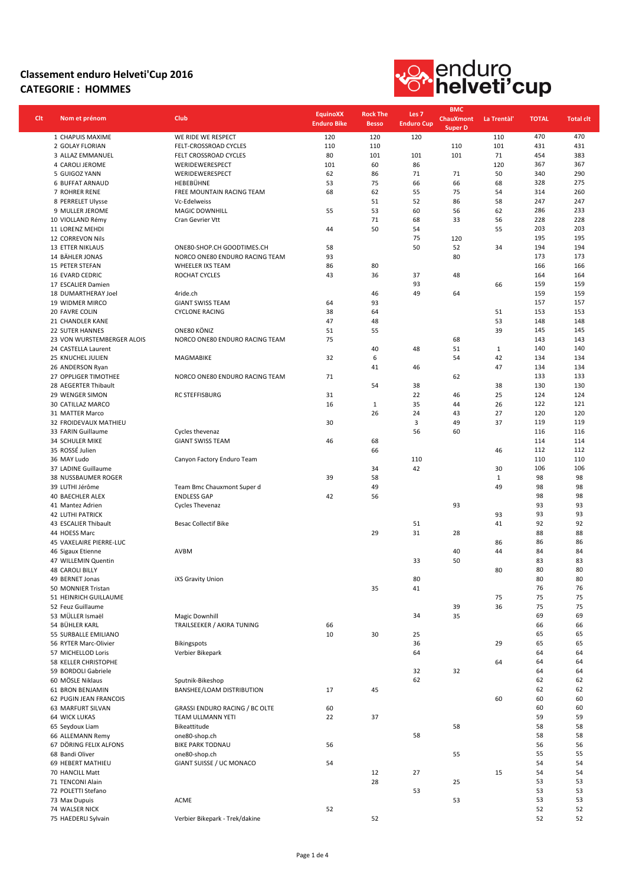# Classement enduro Helveti'Cup 2016

## CATEGORIE : HOMMES

| Clt | Nom et prénom | Club | EquinoXX Enduro Bike | Rock The Besso | Les 7 Enduro Cup | BMC ChauXmont Super D | La Trentàl' | TOTAL | Total clt |
|---|---|---|---|---|---|---|---|---|---|
| 1 | CHAPUIS MAXIME | WE RIDE WE RESPECT | 120 | 120 | 120 | | 110 | 470 | 470 |
| 2 | GOLAY FLORIAN | FELT-CROSSROAD CYCLES | 110 | 110 | | 110 | 101 | 431 | 431 |
| 3 | ALLAZ EMMANUEL | FELT CROSSROAD CYCLES | 80 | 101 | 101 | 101 | 71 | 454 | 383 |
| 4 | CAROLI JEROME | WERIDEWERESPECT | 101 | 60 | 86 | | 120 | 367 | 367 |
| 5 | GUIGOZ YANN | WERIDEWERESPECT | 62 | 86 | 71 | 71 | 50 | 340 | 290 |
| 6 | BUFFAT ARNAUD | HEBEBÜHNE | 53 | 75 | 66 | 66 | 68 | 328 | 275 |
| 7 | ROHRER RENE | FREE MOUNTAIN RACING TEAM | 68 | 62 | 55 | 75 | 54 | 314 | 260 |
| 8 | PERRELET Ulysse | Vc-Edelweiss | | 51 | 52 | 86 | 58 | 247 | 247 |
| 9 | MULLER JEROME | MAGIC DOWNHILL | 55 | 53 | 60 | 56 | 62 | 286 | 233 |
| 10 | VIOLLAND Rémy | Cran Gevrier Vtt | | 71 | 68 | 33 | 56 | 228 | 228 |
| 11 | LORENZ MEHDI | | 44 | 50 | 54 | | 55 | 203 | 203 |
| 12 | CORREVON Nils | | | | 75 | 120 | | 195 | 195 |
| 13 | ETTER NIKLAUS | ONE80-SHOP.CH GOODTIMES.CH | 58 | | 50 | 52 | 34 | 194 | 194 |
| 14 | BÄHLER JONAS | NORCO ONE80 ENDURO RACING TEAM | 93 | | | 80 | | 173 | 173 |
| 15 | PETER STEFAN | WHEELER IXS TEAM | 86 | 80 | | | | 166 | 166 |
| 16 | EVARD CEDRIC | ROCHAT CYCLES | 43 | 36 | 37 | 48 | | 164 | 164 |
| 17 | ESCALIER Damien | | | | 93 | | 66 | 159 | 159 |
| 18 | DUMARTHERAY Joel | 4ride.ch | | 46 | 49 | 64 | | 159 | 159 |
| 19 | WIDMER MIRCO | GIANT SWISS TEAM | 64 | 93 | | | | 157 | 157 |
| 20 | FAVRE COLIN | CYCLONE RACING | 38 | 64 | | | 51 | 153 | 153 |
| 21 | CHANDLER KANE | | 47 | 48 | | | 53 | 148 | 148 |
| 22 | SUTER HANNES | ONE80 KÖNIZ | 51 | 55 | | | 39 | 145 | 145 |
| 23 | VON WURSTEMBERGER ALOIS | NORCO ONE80 ENDURO RACING TEAM | 75 | | | 68 | | 143 | 143 |
| 24 | CASTELLA Laurent | | | 40 | 48 | 51 | 1 | 140 | 140 |
| 25 | KNUCHEL JULIEN | MAGMABIKE | 32 | 6 | | 54 | 42 | 134 | 134 |
| 26 | ANDERSON Ryan | | | 41 | 46 | | 47 | 134 | 134 |
| 27 | OPPLIGER TIMOTHEE | NORCO ONE80 ENDURO RACING TEAM | 71 | | | 62 | | 133 | 133 |
| 28 | AEGERTER Thibault | | | 54 | 38 | | 38 | 130 | 130 |
| 29 | WENGER SIMON | RC STEFFISBURG | 31 | | 22 | 46 | 25 | 124 | 124 |
| 30 | CATILLAZ MARCO | | 16 | 1 | 35 | 44 | 26 | 122 | 121 |
| 31 | MATTER Marco | | | 26 | 24 | 43 | 27 | 120 | 120 |
| 32 | FROIDEVAUX MATHIEU | | 30 | | 3 | 49 | 37 | 119 | 119 |
| 33 | FARIN Guillaume | Cycles thevenaz | | | 56 | 60 | | 116 | 116 |
| 34 | SCHULER MIKE | GIANT SWISS TEAM | 46 | 68 | | | | 114 | 114 |
| 35 | ROSSÉ Julien | | | 66 | | | 46 | 112 | 112 |
| 36 | MAY Ludo | Canyon Factory Enduro Team | | | 110 | | | 110 | 110 |
| 37 | LADINE Guillaume | | | 34 | 42 | | 30 | 106 | 106 |
| 38 | NUSSBAUMER ROGER | | 39 | 58 | | | 1 | 98 | 98 |
| 39 | LUTHI Jérôme | Team Bmc Chauxmont Super d | | 49 | | | 49 | 98 | 98 |
| 40 | BAECHLER ALEX | ENDLESS GAP | 42 | 56 | | | | 98 | 98 |
| 41 | Mantez Adrien | Cycles Thevenaz | | | | 93 | | 93 | 93 |
| 42 | LUTHI PATRICK | | | | | | 93 | 93 | 93 |
| 43 | ESCALIER Thibault | Besac Collectif Bike | | | 51 | | 41 | 92 | 92 |
| 44 | HOESS Marc | | | 29 | 31 | 28 | | 88 | 88 |
| 45 | VAXELAIRE PIERRE-LUC | | | | | | 86 | 86 | 86 |
| 46 | Sigaux Etienne | AVBM | | | | 40 | 44 | 84 | 84 |
| 47 | WILLEMIN Quentin | | | | 33 | 50 | | 83 | 83 |
| 48 | CAROLI BILLY | | | | | | 80 | 80 | 80 |
| 49 | BERNET Jonas | iXS Gravity Union | | | 80 | | | 80 | 80 |
| 50 | MONNIER Tristan | | | 35 | 41 | | | 76 | 76 |
| 51 | HEINRICH GUILLAUME | | | | | | 75 | 75 | 75 |
| 52 | Feuz Guillaume | | | | | 39 | 36 | 75 | 75 |
| 53 | MÜLLER Ismaël | Magic Downhill | | | 34 | 35 | | 69 | 69 |
| 54 | BÜHLER KARL | TRAILSEEKER / AKIRA TUNING | 66 | | | | | 66 | 66 |
| 55 | SURBALLE EMILIANO | | 10 | 30 | 25 | | | 65 | 65 |
| 56 | RYTER Marc-Olivier | Bikingspots | | | 36 | | 29 | 65 | 65 |
| 57 | MICHELLOD Loris | Verbier Bikepark | | | 64 | | | 64 | 64 |
| 58 | KELLER CHRISTOPHE | | | | | | 64 | 64 | 64 |
| 59 | BORDOLI Gabriele | | | | 32 | 32 | | 64 | 64 |
| 60 | MÖSLE Niklaus | Sputnik-Bikeshop | | | 62 | | | 62 | 62 |
| 61 | BRON BENJAMIN | BANSHEE/LOAM DISTRIBUTION | 17 | 45 | | | | 62 | 62 |
| 62 | PUGIN JEAN FRANCOIS | | | | | | 60 | 60 | 60 |
| 63 | MARFURT SILVAN | GRASSI ENDURO RACING / BC OLTE | 60 | | | | | 60 | 60 |
| 64 | WICK LUKAS | TEAM ULLMANN YETI | 22 | 37 | | | | 59 | 59 |
| 65 | Seydoux Liam | Bikeattitude | | | | 58 | | 58 | 58 |
| 66 | ALLEMANN Remy | one80-shop.ch | | | 58 | | | 58 | 58 |
| 67 | DÖRING FELIX ALFONS | BIKE PARK TODNAU | 56 | | | | | 56 | 56 |
| 68 | Bandi Oliver | one80-shop.ch | | | | 55 | | 55 | 55 |
| 69 | HEBERT MATHIEU | GIANT SUISSE / UC MONACO | 54 | | | | | 54 | 54 |
| 70 | HANCILL Matt | | | 12 | 27 | | 15 | 54 | 54 |
| 71 | TENCONI Alain | | | 28 | | 25 | | 53 | 53 |
| 72 | POLETTI Stefano | | | | 53 | | | 53 | 53 |
| 73 | Max Dupuis | ACME | | | | 53 | | 53 | 53 |
| 74 | WALSER NICK | | 52 | | | | | 52 | 52 |
| 75 | HAEDERLI Sylvain | Verbier Bikepark - Trek/dakine | | 52 | | | | 52 | 52 |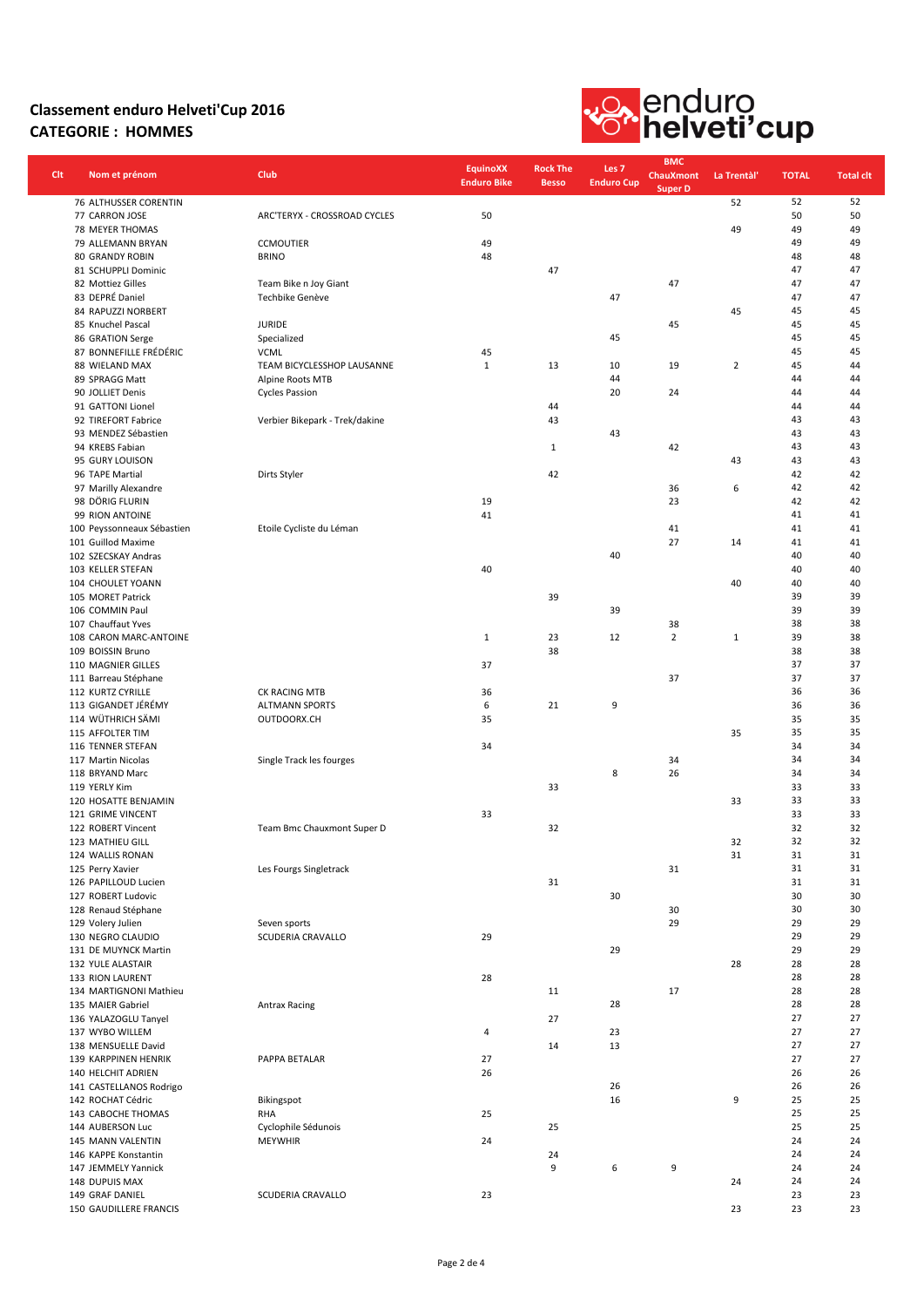# Classement enduro Helveti'Cup 2016
## CATEGORIE : HOMMES

| Clt | Nom et prénom | Club | EquinoXX Enduro Bike | Rock The Besso | Les 7 Enduro Cup | BMC ChauXmont Super D | La Trentàl' | TOTAL | Total clt |
|---|---|---|---|---|---|---|---|---|---|
| 76 | ALTHUSSER CORENTIN | | | | | | 52 | 52 | 52 |
| 77 | CARRON JOSE | ARC'TERYX - CROSSROAD CYCLES | 50 | | | | | 50 | 50 |
| 78 | MEYER THOMAS | | | | | | 49 | 49 | 49 |
| 79 | ALLEMANN BRYAN | CCMOUTIER | 49 | | | | | 49 | 49 |
| 80 | GRANDY ROBIN | BRINO | 48 | | | | | 48 | 48 |
| 81 | SCHUPPLI Dominic | | | 47 | | | | 47 | 47 |
| 82 | Mottiez Gilles | Team Bike n Joy Giant | | | | 47 | | 47 | 47 |
| 83 | DEPRÉ Daniel | Techbike Genève | | | 47 | | | 47 | 47 |
| 84 | RAPUZZI NORBERT | | | | | | 45 | 45 | 45 |
| 85 | Knuchel Pascal | JURIDE | | | | 45 | | 45 | 45 |
| 86 | GRATION Serge | Specialized | | | 45 | | | 45 | 45 |
| 87 | BONNEFILLE FRÉDÉRIC | VCML | 45 | | | | | 45 | 45 |
| 88 | WIELAND MAX | TEAM BICYCLESSHOP LAUSANNE | 1 | 13 | 10 | 19 | 2 | 45 | 44 |
| 89 | SPRAGG Matt | Alpine Roots MTB | | | 44 | | | 44 | 44 |
| 90 | JOLLIET Denis | Cycles Passion | | | 20 | 24 | | 44 | 44 |
| 91 | GATTONI Lionel | | | 44 | | | | 44 | 44 |
| 92 | TIREFORT Fabrice | Verbier Bikepark - Trek/dakine | | 43 | | | | 43 | 43 |
| 93 | MENDEZ Sébastien | | | | 43 | | | 43 | 43 |
| 94 | KREBS Fabian | | | 1 | | 42 | | 43 | 43 |
| 95 | GURY LOUISON | | | | | | 43 | 43 | 43 |
| 96 | TAPE Martial | Dirts Styler | | 42 | | | | 42 | 42 |
| 97 | Marilly Alexandre | | | | | 36 | 6 | 42 | 42 |
| 98 | DÖRIG FLURIN | | 19 | | | 23 | | 42 | 42 |
| 99 | RION ANTOINE | | 41 | | | | | 41 | 41 |
| 100 | Peyssonneaux Sébastien | Etoile Cycliste du Léman | | | | 41 | | 41 | 41 |
| 101 | Guillod Maxime | | | | | 27 | 14 | 41 | 41 |
| 102 | SZECSKAY Andras | | | | 40 | | | 40 | 40 |
| 103 | KELLER STEFAN | | 40 | | | | | 40 | 40 |
| 104 | CHOULET YOANN | | | | | | 40 | 40 | 40 |
| 105 | MORET Patrick | | | 39 | | | | 39 | 39 |
| 106 | COMMIN Paul | | | | 39 | | | 39 | 39 |
| 107 | Chauffaut Yves | | | | | 38 | | 38 | 38 |
| 108 | CARON MARC-ANTOINE | | 1 | 23 | 12 | 2 | 1 | 39 | 38 |
| 109 | BOISSIN Bruno | | | 38 | | | | 38 | 38 |
| 110 | MAGNIER GILLES | | 37 | | | | | 37 | 37 |
| 111 | Barreau Stéphane | | | | | 37 | | 37 | 37 |
| 112 | KURTZ CYRILLE | CK RACING MTB | 36 | | | | | 36 | 36 |
| 113 | GIGANDET JÉRÉMY | ALTMANN SPORTS | 6 | 21 | 9 | | | 36 | 36 |
| 114 | WÜTHRICH SÄMI | OUTDOORX.CH | 35 | | | | | 35 | 35 |
| 115 | AFFOLTER TIM | | | | | | 35 | 35 | 35 |
| 116 | TENNER STEFAN | | 34 | | | | | 34 | 34 |
| 117 | Martin Nicolas | Single Track les fourges | | | | 34 | | 34 | 34 |
| 118 | BRYAND Marc | | | | 8 | 26 | | 34 | 34 |
| 119 | YERLY Kim | | | 33 | | | | 33 | 33 |
| 120 | HOSATTE BENJAMIN | | | | | | 33 | 33 | 33 |
| 121 | GRIME VINCENT | | 33 | | | | | 33 | 33 |
| 122 | ROBERT Vincent | Team Bmc Chauxmont Super D | | 32 | | | | 32 | 32 |
| 123 | MATHIEU GILL | | | | | | 32 | 32 | 32 |
| 124 | WALLIS RONAN | | | | | | 31 | 31 | 31 |
| 125 | Perry Xavier | Les Fougrs Singletrack | | | | 31 | | 31 | 31 |
| 126 | PAPILLOUD Lucien | | | 31 | | | | 31 | 31 |
| 127 | ROBERT Ludovic | | | | 30 | | | 30 | 30 |
| 128 | Renaud Stéphane | | | | | 30 | | 30 | 30 |
| 129 | Volery Julien | Seven sports | | | | 29 | | 29 | 29 |
| 130 | NEGRO CLAUDIO | SCUDERIA CRAVALLO | 29 | | | | | 29 | 29 |
| 131 | DE MUYNCK Martin | | | | 29 | | | 29 | 29 |
| 132 | YULE ALASTAIR | | | | | | 28 | 28 | 28 |
| 133 | RION LAURENT | | 28 | | | | | 28 | 28 |
| 134 | MARTIGNONI Mathieu | | | 11 | | 17 | | 28 | 28 |
| 135 | MAIER Gabriel | Antrax Racing | | | 28 | | | 28 | 28 |
| 136 | YALAZOGLU Tanyel | | | 27 | | | | 27 | 27 |
| 137 | WYBO WILLEM | | 4 | | 23 | | | 27 | 27 |
| 138 | MENSUELLE David | | | 14 | 13 | | | 27 | 27 |
| 139 | KARPPINEN HENRIK | PAPPA BETALAR | 27 | | | | | 27 | 27 |
| 140 | HELCHIT ADRIEN | | 26 | | | | | 26 | 26 |
| 141 | CASTELLANOS Rodrigo | | | | 26 | | | 26 | 26 |
| 142 | ROCHAT Cédric | Bikingspot | | | 16 | | 9 | 25 | 25 |
| 143 | CABOCHE THOMAS | RHA | 25 | | | | | 25 | 25 |
| 144 | AUBERSON Luc | Cyclophile Sédunois | | 25 | | | | 25 | 25 |
| 145 | MANN VALENTIN | MEYWHIR | 24 | | | | | 24 | 24 |
| 146 | KAPPE Konstantin | | | 24 | | | | 24 | 24 |
| 147 | JEMMELY Yannick | | | 9 | 6 | 9 | | 24 | 24 |
| 148 | DUPUIS MAX | | | | | | 24 | 24 | 24 |
| 149 | GRAF DANIEL | SCUDERIA CRAVALLO | 23 | | | | | 23 | 23 |
| 150 | GAUDILLERE FRANCIS | | | | | | 23 | 23 | 23 |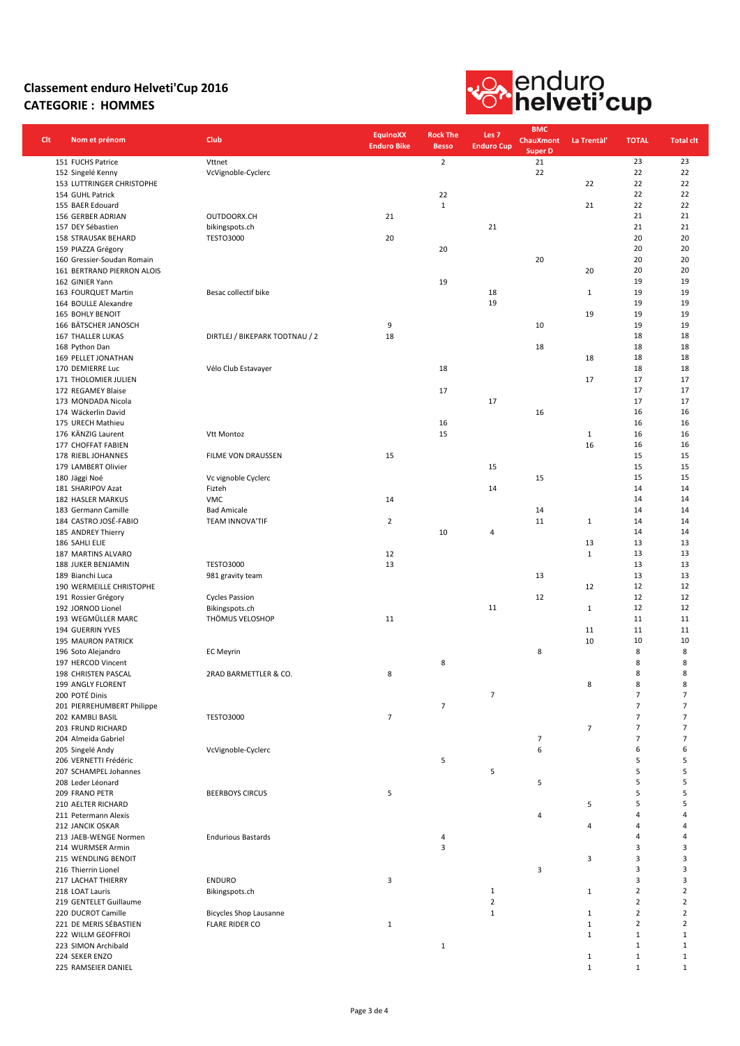# Classement enduro Helveti'Cup 2016
## CATEGORIE : HOMMES

| Clt | Nom et prénom | Club | EquinoXX Enduro Bike | Rock The Besso | Les 7 Enduro Cup | BMC ChauXmont Super D | La Trentàl' | TOTAL | Total clt |
|---|---|---|---|---|---|---|---|---|---|
| 151 | FUCHS Patrice | Vttnet | | 2 | | 21 | | 23 | 23 |
| 152 | Singelé Kenny | VcVignoble-Cyclerc | | | | 22 | | 22 | 22 |
| 153 | LUTTRINGER CHRISTOPHE | | | | | | 22 | 22 | 22 |
| 154 | GUHL Patrick | | | 22 | | | | 22 | 22 |
| 155 | BAER Edouard | | | 1 | | | 21 | 22 | 22 |
| 156 | GERBER ADRIAN | OUTDOORX.CH | 21 | | | | | 21 | 21 |
| 157 | DEY Sébastien | bikingspots.ch | | | 21 | | | 21 | 21 |
| 158 | STRAUSAK BEHARD | TESTO3000 | 20 | | | | | 20 | 20 |
| 159 | PIAZZA Grégory | | | 20 | | | | 20 | 20 |
| 160 | Gressier-Soudan Romain | | | | | 20 | | 20 | 20 |
| 161 | BERTRAND PIERRON ALOIS | | | | | | 20 | 20 | 20 |
| 162 | GINIER Yann | | | 19 | | | | 19 | 19 |
| 163 | FOURQUET Martin | Besac collectif bike | | | 18 | | 1 | 19 | 19 |
| 164 | BOULLE Alexandre | | | | 19 | | | 19 | 19 |
| 165 | BOHLY BENOIT | | | | | | 19 | 19 | 19 |
| 166 | BÄTSCHER JANOSCH | | 9 | | | 10 | | 19 | 19 |
| 167 | THALLER LUKAS | DIRTLEJ / BIKEPARK TODTNAU / 2 | 18 | | | | | 18 | 18 |
| 168 | Python Dan | | | | | 18 | | 18 | 18 |
| 169 | PELLET JONATHAN | | | | | | 18 | 18 | 18 |
| 170 | DEMIERRE Luc | Vélo Club Estavayer | | 18 | | | | 18 | 18 |
| 171 | THOLOMIER JULIEN | | | | | | 17 | 17 | 17 |
| 172 | REGAMEY Blaise | | | 17 | | | | 17 | 17 |
| 173 | MONDADA Nicola | | | | 17 | | | 17 | 17 |
| 174 | Wäckerlin David | | | | | 16 | | 16 | 16 |
| 175 | URECH Mathieu | | | 16 | | | | 16 | 16 |
| 176 | KÄNZIG Laurent | Vtt Montoz | | 15 | | | 1 | 16 | 16 |
| 177 | CHOFFAT FABIEN | | | | | | 16 | 16 | 16 |
| 178 | RIEBL JOHANNES | FILME VON DRAUSSEN | 15 | | | | | 15 | 15 |
| 179 | LAMBERT Olivier | | | | 15 | | | 15 | 15 |
| 180 | Jäggi Noé | Vc vignoble Cyclerc | | | | 15 | | 15 | 15 |
| 181 | SHARIPOV Azat | Fizteh | | | 14 | | | 14 | 14 |
| 182 | HASLER MARKUS | VMC | 14 | | | | | 14 | 14 |
| 183 | Germann Camille | Bad Amicale | | | | 14 | | 14 | 14 |
| 184 | CASTRO JOSÉ-FABIO | TEAM INNOVA'TIF | 2 | | | 11 | 1 | 14 | 14 |
| 185 | ANDREY Thierry | | | 10 | 4 | | | 14 | 14 |
| 186 | SAHLI ELIE | | | | | | 13 | 13 | 13 |
| 187 | MARTINS ALVARO | | 12 | | | | 1 | 13 | 13 |
| 188 | JUKER BENJAMIN | TESTO3000 | 13 | | | | | 13 | 13 |
| 189 | Bianchi Luca | 981 gravity team | | | | 13 | | 13 | 13 |
| 190 | WERMEILLE CHRISTOPHE | | | | | | 12 | 12 | 12 |
| 191 | Rossier Grégory | Cycles Passion | | | | 12 | | 12 | 12 |
| 192 | JORNOD Lionel | Bikingspots.ch | | | 11 | | 1 | 12 | 12 |
| 193 | WEGMÜLLER MARC | THÖMUS VELOSHOP | 11 | | | | | 11 | 11 |
| 194 | GUERRIN YVES | | | | | | 11 | 11 | 11 |
| 195 | MAURON PATRICK | | | | | | 10 | 10 | 10 |
| 196 | Soto Alejandro | EC Meyrin | | | | 8 | | 8 | 8 |
| 197 | HERCOD Vincent | | | 8 | | | | 8 | 8 |
| 198 | CHRISTEN PASCAL | 2RAD BARMETTLER & CO. | 8 | | | | | 8 | 8 |
| 199 | ANGLY FLORENT | | | | | | 8 | 8 | 8 |
| 200 | POTÉ Dinis | | | | 7 | | | 7 | 7 |
| 201 | PIERREHUMBERT Philippe | | | 7 | | | | 7 | 7 |
| 202 | KAMBLI BASIL | TESTO3000 | 7 | | | | | 7 | 7 |
| 203 | FRUND RICHARD | | | | | | 7 | 7 | 7 |
| 204 | Almeida Gabriel | | | | | 7 | | 7 | 7 |
| 205 | Singelé Andy | VcVignoble-Cyclerc | | | | 6 | | 6 | 6 |
| 206 | VERNETTI Frédéric | | | 5 | | | | 5 | 5 |
| 207 | SCHAMPEL Johannes | | | | 5 | | | 5 | 5 |
| 208 | Leder Léonard | | | | | 5 | | 5 | 5 |
| 209 | FRANO PETR | BEERBOYS CIRCUS | 5 | | | | | 5 | 5 |
| 210 | AELTER RICHARD | | | | | | 5 | 5 | 5 |
| 211 | Petermann Alexis | | | | | 4 | | 4 | 4 |
| 212 | JANCIK OSKAR | | | | | | 4 | 4 | 4 |
| 213 | JAEB-WENGE Normen | Endurious Bastards | | 4 | | | | 4 | 4 |
| 214 | WURMSER Armin | | | 3 | | | | 3 | 3 |
| 215 | WENDLING BENOIT | | | | | | 3 | 3 | 3 |
| 216 | Thierrin Lionel | | | | | 3 | | 3 | 3 |
| 217 | LACHAT THIERRY | ENDURO | 3 | | | | | 3 | 3 |
| 218 | LOAT Lauris | Bikingspots.ch | | | 1 | | 1 | 2 | 2 |
| 219 | GENTELET Guillaume | | | | 2 | | | 2 | 2 |
| 220 | DUCROT Camille | Bicycles Shop Lausanne | | | 1 | | 1 | 2 | 2 |
| 221 | DE MERIS SÉBASTIEN | FLARE RIDER CO | 1 | | | | 1 | 2 | 2 |
| 222 | WILLM GEOFFROI | | | | | | 1 | 1 | 1 |
| 223 | SIMON Archibald | | | 1 | | | | 1 | 1 |
| 224 | SEKER ENZO | | | | | | 1 | 1 | 1 |
| 225 | RAMSEIER DANIEL | | | | | | 1 | 1 | 1 |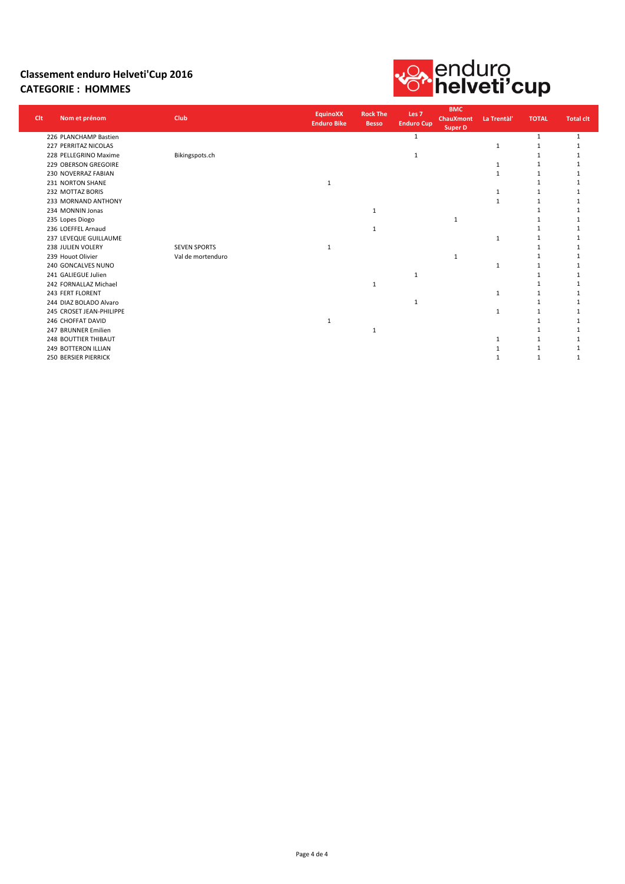# Classement enduro Helveti'Cup 2016

## CATEGORIE : HOMMES

| Clt | Nom et prénom | Club | EquinoXX Enduro Bike | Rock The Besso | Les 7 Enduro Cup | BMC ChauXmont Super D | La Trentàl' | TOTAL | Total clt |
|---|---|---|---|---|---|---|---|---|---|
| 226 | PLANCHAMP Bastien | | | | 1 | | | 1 | 1 |
| 227 | PERRITAZ NICOLAS | | | | | | 1 | 1 | 1 |
| 228 | PELLEGRINO Maxime | Bikingspots.ch | | | 1 | | | 1 | 1 |
| 229 | OBERSON GREGOIRE | | | | | | 1 | 1 | 1 |
| 230 | NOVERRAZ FABIAN | | | | | | 1 | 1 | 1 |
| 231 | NORTON SHANE | | 1 | | | | | 1 | 1 |
| 232 | MOTTAZ BORIS | | | | | | 1 | 1 | 1 |
| 233 | MORNAND ANTHONY | | | | | | 1 | 1 | 1 |
| 234 | MONNIN Jonas | | | 1 | | | | 1 | 1 |
| 235 | Lopes Diogo | | | | | 1 | | 1 | 1 |
| 236 | LOEFFEL Arnaud | | | 1 | | | | 1 | 1 |
| 237 | LEVEQUE GUILLAUME | | | | | | 1 | 1 | 1 |
| 238 | JULIEN VOLERY | SEVEN SPORTS | 1 | | | | | 1 | 1 |
| 239 | Houot Olivier | Val de mortenduro | | | | 1 | | 1 | 1 |
| 240 | GONCALVES NUNO | | | | | | 1 | 1 | 1 |
| 241 | GALIEGUE Julien | | | | 1 | | | 1 | 1 |
| 242 | FORNALLAZ Michael | | | 1 | | | | 1 | 1 |
| 243 | FERT FLORENT | | | | | | 1 | 1 | 1 |
| 244 | DIAZ BOLADO Alvaro | | | | 1 | | | 1 | 1 |
| 245 | CROSET JEAN-PHILIPPE | | | | | | 1 | 1 | 1 |
| 246 | CHOFFAT DAVID | | 1 | | | | | 1 | 1 |
| 247 | BRUNNER Emilien | | | 1 | | | | 1 | 1 |
| 248 | BOUTTIER THIBAUT | | | | | | 1 | 1 | 1 |
| 249 | BOTTERON ILLIAN | | | | | | 1 | 1 | 1 |
| 250 | BERSIER PIERRICK | | | | | | 1 | 1 | 1 |